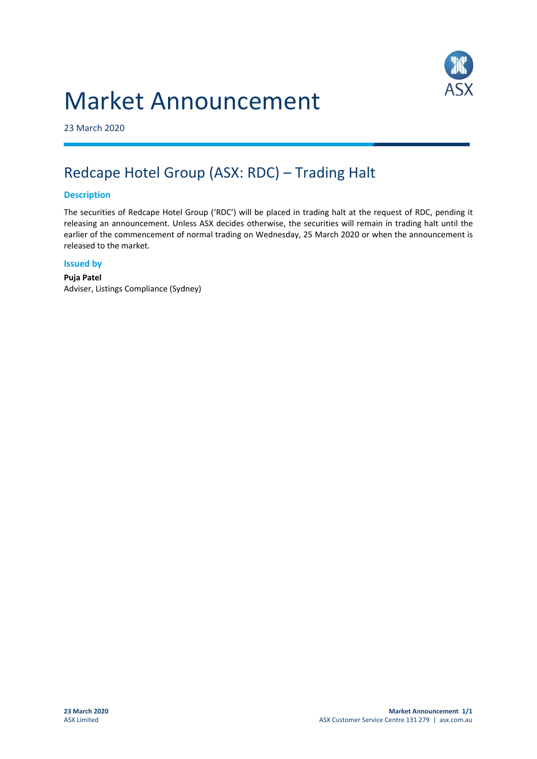# Market Announcement

23 March 2020

## Redcape Hotel Group (ASX: RDC) – Trading Halt

### Description

The securities of Redcape Hotel Group ('RDC') will be placed in trading halt at the request of RDC, pending it releasing an announcement. Unless ASX decides otherwise, the securities will remain in trading halt until the earlier of the commencement of normal trading on Wednesday, 25 March 2020 or when the announcement is released to the market.

### Issued by

**Puja Patel**
Adviser, Listings Compliance (Sydney)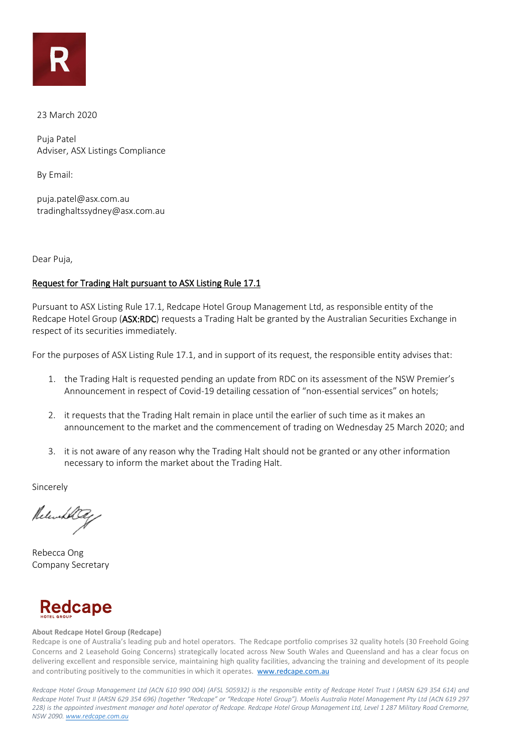23 March 2020

Puja Patel
Adviser, ASX Listings Compliance

By Email:

puja.patel@asx.com.au
tradinghaltssydney@asx.com.au

Dear Puja,

**Request for Trading Halt pursuant to ASX Listing Rule 17.1**

Pursuant to ASX Listing Rule 17.1, Redcape Hotel Group Management Ltd, as responsible entity of the Redcape Hotel Group (**ASX:RDC**) requests a Trading Halt be granted by the Australian Securities Exchange in respect of its securities immediately.

For the purposes of ASX Listing Rule 17.1, and in support of its request, the responsible entity advises that:

1. the Trading Halt is requested pending an update from RDC on its assessment of the NSW Premier's Announcement in respect of Covid-19 detailing cessation of "non-essential services" on hotels;
2. it requests that the Trading Halt remain in place until the earlier of such time as it makes an announcement to the market and the commencement of trading on Wednesday 25 March 2020; and
3. it is not aware of any reason why the Trading Halt should not be granted or any other information necessary to inform the market about the Trading Halt.

Sincerely

Rebecca Ong
Company Secretary

Redcape
HOTEL GROUP

**About Redcape Hotel Group (Redcape)**
Redcape is one of Australia's leading pub and hotel operators. The Redcape portfolio comprises 32 quality hotels (30 Freehold Going Concerns and 2 Leasehold Going Concerns) strategically located across New South Wales and Queensland and has a clear focus on delivering excellent and responsible service, maintaining high quality facilities, advancing the training and development of its people and contributing positively to the communities in which it operates. www.redcape.com.au

*Redcape Hotel Group Management Ltd (ACN 610 990 004) (AFSL 505932) is the responsible entity of Redcape Hotel Trust I (ARSN 629 354 614) and Redcape Hotel Trust II (ARSN 629 354 696) (together "Redcape" or "Redcape Hotel Group"). Moelis Australia Hotel Management Pty Ltd (ACN 619 297 228) is the appointed investment manager and hotel operator of Redcape. Redcape Hotel Group Management Ltd, Level 1 287 Military Road Cremorne, NSW 2090. www.redcape.com.au*